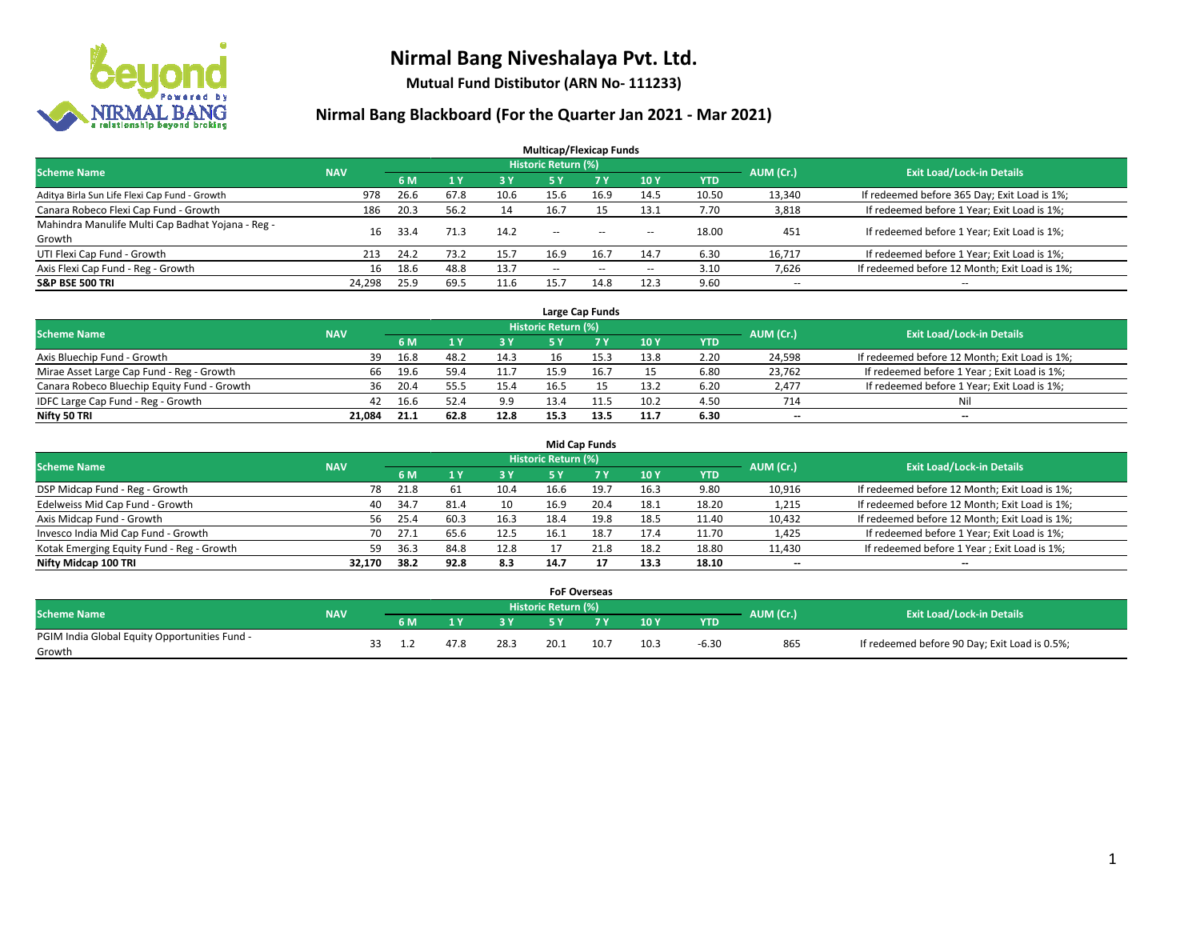# Nirmal Bang Niveshalaya Pvt. Ltd.

**Mutual Fund Distibutor (ARN No- 111233)**

## Nirmal Bang Blackboard (For the Quarter Jan 2021 - Mar 2021)

### Multicap/Flexicap Funds

| Scheme Name | NAV | Historic Return (%) | | | | | | | AUM (Cr.) | Exit Load/Lock-in Details |
|---|---|---|---|---|---|---|---|---|---|---|
| | | 6 M | 1 Y | 3 Y | 5 Y | 7 Y | 10 Y | YTD | | |
| Aditya Birla Sun Life Flexi Cap Fund - Growth | 978 | 26.6 | 67.8 | 10.6 | 15.6 | 16.9 | 14.5 | 10.50 | 13,340 | If redeemed before 365 Day; Exit Load is 1%; |
| Canara Robeco Flexi Cap Fund - Growth | 186 | 20.3 | 56.2 | 14 | 16.7 | 15 | 13.1 | 7.70 | 3,818 | If redeemed before 1 Year; Exit Load is 1%; |
| Mahindra Manulife Multi Cap Badhat Yojana - Reg - Growth | 16 | 33.4 | 71.3 | 14.2 | -- | -- | -- | 18.00 | 451 | If redeemed before 1 Year; Exit Load is 1%; |
| UTI Flexi Cap Fund - Growth | 213 | 24.2 | 73.2 | 15.7 | 16.9 | 16.7 | 14.7 | 6.30 | 16,717 | If redeemed before 1 Year; Exit Load is 1%; |
| Axis Flexi Cap Fund - Reg - Growth | 16 | 18.6 | 48.8 | 13.7 | -- | -- | -- | 3.10 | 7,626 | If redeemed before 12 Month; Exit Load is 1%; |
| **S&P BSE 500 TRI** | 24,298 | 25.9 | 69.5 | 11.6 | 15.7 | 14.8 | 12.3 | 9.60 | -- | -- |

### Large Cap Funds

| Scheme Name | NAV | Historic Return (%) | | | | | | | AUM (Cr.) | Exit Load/Lock-in Details |
|---|---|---|---|---|---|---|---|---|---|---|
| | | 6 M | 1 Y | 3 Y | 5 Y | 7 Y | 10 Y | YTD | | |
| Axis Bluechip Fund - Growth | 39 | 16.8 | 48.2 | 14.3 | 16 | 15.3 | 13.8 | 2.20 | 24,598 | If redeemed before 12 Month; Exit Load is 1%; |
| Mirae Asset Large Cap Fund - Reg - Growth | 66 | 19.6 | 59.4 | 11.7 | 15.9 | 16.7 | 15 | 6.80 | 23,762 | If redeemed before 1 Year ; Exit Load is 1%; |
| Canara Robeco Bluechip Equity Fund - Growth | 36 | 20.4 | 55.5 | 15.4 | 16.5 | 15 | 13.2 | 6.20 | 2,477 | If redeemed before 1 Year; Exit Load is 1%; |
| IDFC Large Cap Fund - Reg - Growth | 42 | 16.6 | 52.4 | 9.9 | 13.4 | 11.5 | 10.2 | 4.50 | 714 | Nil |
| **Nifty 50 TRI** | **21,084** | **21.1** | **62.8** | **12.8** | **15.3** | **13.5** | **11.7** | **6.30** | **--** | **--** |

### Mid Cap Funds

| Scheme Name | NAV | Historic Return (%) | | | | | | | AUM (Cr.) | Exit Load/Lock-in Details |
|---|---|---|---|---|---|---|---|---|---|---|
| | | 6 M | 1 Y | 3 Y | 5 Y | 7 Y | 10 Y | YTD | | |
| DSP Midcap Fund - Reg - Growth | 78 | 21.8 | 61 | 10.4 | 16.6 | 19.7 | 16.3 | 9.80 | 10,916 | If redeemed before 12 Month; Exit Load is 1%; |
| Edelweiss Mid Cap Fund - Growth | 40 | 34.7 | 81.4 | 10 | 16.9 | 20.4 | 18.1 | 18.20 | 1,215 | If redeemed before 12 Month; Exit Load is 1%; |
| Axis Midcap Fund - Growth | 56 | 25.4 | 60.3 | 16.3 | 18.4 | 19.8 | 18.5 | 11.40 | 10,432 | If redeemed before 12 Month; Exit Load is 1%; |
| Invesco India Mid Cap Fund - Growth | 70 | 27.1 | 65.6 | 12.5 | 16.1 | 18.7 | 17.4 | 11.70 | 1,425 | If redeemed before 1 Year; Exit Load is 1%; |
| Kotak Emerging Equity Fund - Reg - Growth | 59 | 36.3 | 84.8 | 12.8 | 17 | 21.8 | 18.2 | 18.80 | 11,430 | If redeemed before 1 Year ; Exit Load is 1%; |
| **Nifty Midcap 100 TRI** | **32,170** | **38.2** | **92.8** | **8.3** | **14.7** | **17** | **13.3** | **18.10** | **--** | **--** |

### FoF Overseas

| Scheme Name | NAV | Historic Return (%) | | | | | | | AUM (Cr.) | Exit Load/Lock-in Details |
|---|---|---|---|---|---|---|---|---|---|---|
| | | 6 M | 1 Y | 3 Y | 5 Y | 7 Y | 10 Y | YTD | | |
| PGIM India Global Equity Opportunities Fund - Growth | 33 | 1.2 | 47.8 | 28.3 | 20.1 | 10.7 | 10.3 | -6.30 | 865 | If redeemed before 90 Day; Exit Load is 0.5%; |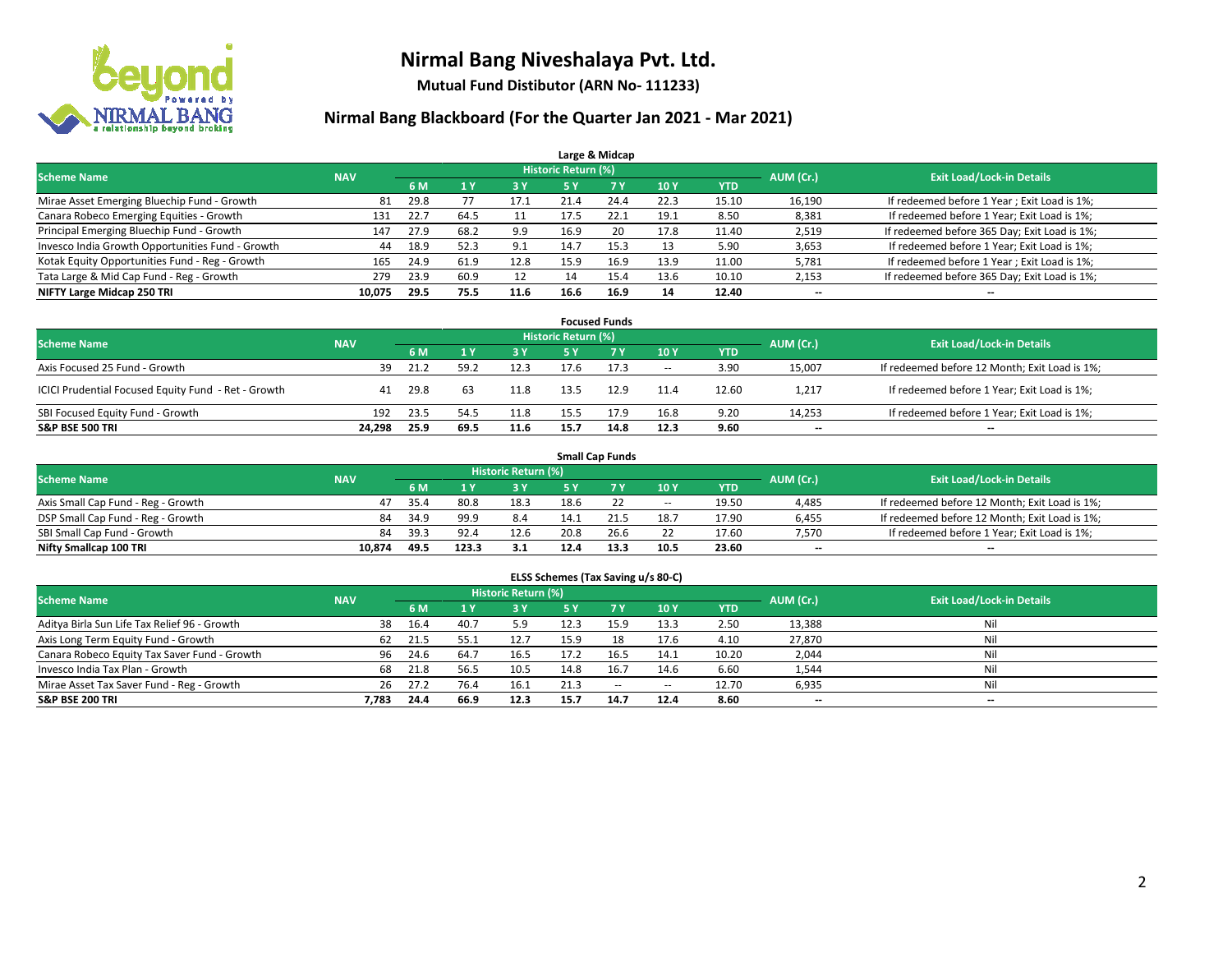# Nirmal Bang Niveshalaya Pvt. Ltd.

**Mutual Fund Distibutor (ARN No- 111233)**

## Nirmal Bang Blackboard (For the Quarter Jan 2021 - Mar 2021)

### Large & Midcap

| Scheme Name | NAV | Historic Return (%) | | | | | | | AUM (Cr.) | Exit Load/Lock-in Details |
|---|---|---|---|---|---|---|---|---|---|---|
| | | 6 M | 1 Y | 3 Y | 5 Y | 7 Y | 10 Y | YTD | | |
| Mirae Asset Emerging Bluechip Fund - Growth | 81 | 29.8 | 77 | 17.1 | 21.4 | 24.4 | 22.3 | 15.10 | 16,190 | If redeemed before 1 Year ; Exit Load is 1%; |
| Canara Robeco Emerging Equities - Growth | 131 | 22.7 | 64.5 | 11 | 17.5 | 22.1 | 19.1 | 8.50 | 8,381 | If redeemed before 1 Year; Exit Load is 1%; |
| Principal Emerging Bluechip Fund - Growth | 147 | 27.9 | 68.2 | 9.9 | 16.9 | 20 | 17.8 | 11.40 | 2,519 | If redeemed before 365 Day; Exit Load is 1%; |
| Invesco India Growth Opportunities Fund - Growth | 44 | 18.9 | 52.3 | 9.1 | 14.7 | 15.3 | 13 | 5.90 | 3,653 | If redeemed before 1 Year; Exit Load is 1%; |
| Kotak Equity Opportunities Fund - Reg - Growth | 165 | 24.9 | 61.9 | 12.8 | 15.9 | 16.9 | 13.9 | 11.00 | 5,781 | If redeemed before 1 Year ; Exit Load is 1%; |
| Tata Large & Mid Cap Fund - Reg - Growth | 279 | 23.9 | 60.9 | 12 | 14 | 15.4 | 13.6 | 10.10 | 2,153 | If redeemed before 365 Day; Exit Load is 1%; |
| **NIFTY Large Midcap 250 TRI** | **10,075** | **29.5** | **75.5** | **11.6** | **16.6** | **16.9** | **14** | **12.40** | **--** | **--** |

### Focused Funds

| Scheme Name | NAV | Historic Return (%) | | | | | | | AUM (Cr.) | Exit Load/Lock-in Details |
|---|---|---|---|---|---|---|---|---|---|---|
| | | 6 M | 1 Y | 3 Y | 5 Y | 7 Y | 10 Y | YTD | | |
| Axis Focused 25 Fund - Growth | 39 | 21.2 | 59.2 | 12.3 | 17.6 | 17.3 | -- | 3.90 | 15,007 | If redeemed before 12 Month; Exit Load is 1%; |
| ICICI Prudential Focused Equity Fund - Ret - Growth | 41 | 29.8 | 63 | 11.8 | 13.5 | 12.9 | 11.4 | 12.60 | 1,217 | If redeemed before 1 Year; Exit Load is 1%; |
| SBI Focused Equity Fund - Growth | 192 | 23.5 | 54.5 | 11.8 | 15.5 | 17.9 | 16.8 | 9.20 | 14,253 | If redeemed before 1 Year; Exit Load is 1%; |
| **S&P BSE 500 TRI** | **24,298** | **25.9** | **69.5** | **11.6** | **15.7** | **14.8** | **12.3** | **9.60** | **--** | **--** |

### Small Cap Funds

| Scheme Name | NAV | Historic Return (%) | | | | | | | AUM (Cr.) | Exit Load/Lock-in Details |
|---|---|---|---|---|---|---|---|---|---|---|
| | | 6 M | 1 Y | 3 Y | 5 Y | 7 Y | 10 Y | YTD | | |
| Axis Small Cap Fund - Reg - Growth | 47 | 35.4 | 80.8 | 18.3 | 18.6 | 22 | -- | 19.50 | 4,485 | If redeemed before 12 Month; Exit Load is 1%; |
| DSP Small Cap Fund - Reg - Growth | 84 | 34.9 | 99.9 | 8.4 | 14.1 | 21.5 | 18.7 | 17.90 | 6,455 | If redeemed before 12 Month; Exit Load is 1%; |
| SBI Small Cap Fund - Growth | 84 | 39.3 | 92.4 | 12.6 | 20.8 | 26.6 | 22 | 17.60 | 7,570 | If redeemed before 1 Year; Exit Load is 1%; |
| **Nifty Smallcap 100 TRI** | **10,874** | **49.5** | **123.3** | **3.1** | **12.4** | **13.3** | **10.5** | **23.60** | **--** | **--** |

### ELSS Schemes (Tax Saving u/s 80-C)

| Scheme Name | NAV | Historic Return (%) | | | | | | | AUM (Cr.) | Exit Load/Lock-in Details |
|---|---|---|---|---|---|---|---|---|---|---|
| | | 6 M | 1 Y | 3 Y | 5 Y | 7 Y | 10 Y | YTD | | |
| Aditya Birla Sun Life Tax Relief 96 - Growth | 38 | 16.4 | 40.7 | 5.9 | 12.3 | 15.9 | 13.3 | 2.50 | 13,388 | Nil |
| Axis Long Term Equity Fund - Growth | 62 | 21.5 | 55.1 | 12.7 | 15.9 | 18 | 17.6 | 4.10 | 27,870 | Nil |
| Canara Robeco Equity Tax Saver Fund - Growth | 96 | 24.6 | 64.7 | 16.5 | 17.2 | 16.5 | 14.1 | 10.20 | 2,044 | Nil |
| Invesco India Tax Plan - Growth | 68 | 21.8 | 56.5 | 10.5 | 14.8 | 16.7 | 14.6 | 6.60 | 1,544 | Nil |
| Mirae Asset Tax Saver Fund - Reg - Growth | 26 | 27.2 | 76.4 | 16.1 | 21.3 | -- | -- | 12.70 | 6,935 | Nil |
| **S&P BSE 200 TRI** | **7,783** | **24.4** | **66.9** | **12.3** | **15.7** | **14.7** | **12.4** | **8.60** | **--** | **--** |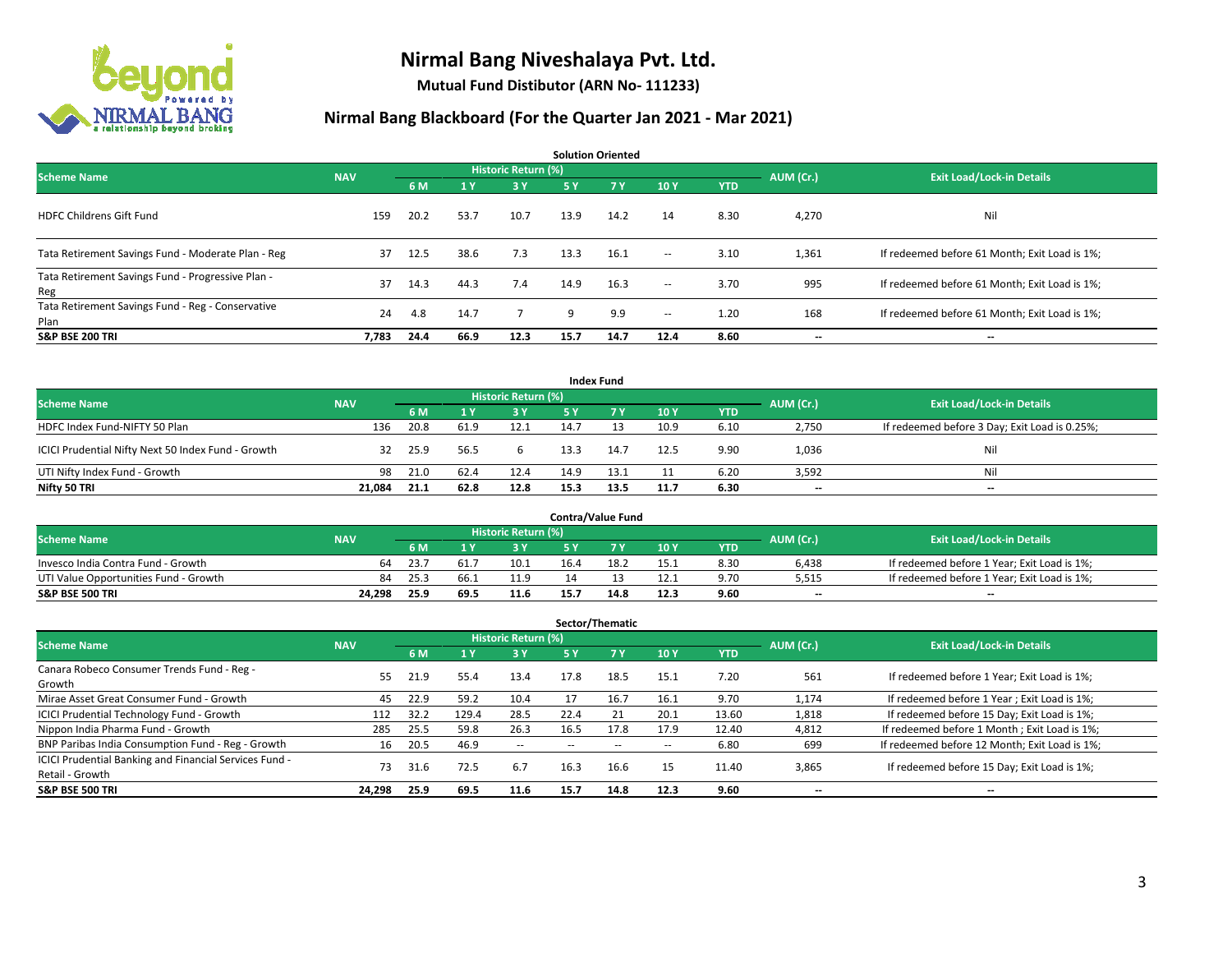# Nirmal Bang Niveshalaya Pvt. Ltd.

**Mutual Fund Distibutor (ARN No- 111233)**

## Nirmal Bang Blackboard (For the Quarter Jan 2021 - Mar 2021)

### Solution Oriented

| Scheme Name | NAV | Historic Return (%) | | | | | | | AUM (Cr.) | Exit Load/Lock-in Details |
|---|---|---|---|---|---|---|---|---|---|---|
| | | 6 M | 1 Y | 3 Y | 5 Y | 7 Y | 10 Y | YTD | | |
| HDFC Childrens Gift Fund | 159 | 20.2 | 53.7 | 10.7 | 13.9 | 14.2 | 14 | 8.30 | 4,270 | Nil |
| Tata Retirement Savings Fund - Moderate Plan - Reg | 37 | 12.5 | 38.6 | 7.3 | 13.3 | 16.1 | -- | 3.10 | 1,361 | If redeemed before 61 Month; Exit Load is 1%; |
| Tata Retirement Savings Fund - Progressive Plan - Reg | 37 | 14.3 | 44.3 | 7.4 | 14.9 | 16.3 | -- | 3.70 | 995 | If redeemed before 61 Month; Exit Load is 1%; |
| Tata Retirement Savings Fund - Reg - Conservative Plan | 24 | 4.8 | 14.7 | 7 | 9 | 9.9 | -- | 1.20 | 168 | If redeemed before 61 Month; Exit Load is 1%; |
| **S&P BSE 200 TRI** | **7,783** | **24.4** | **66.9** | **12.3** | **15.7** | **14.7** | **12.4** | **8.60** | **--** | **--** |

### Index Fund

| Scheme Name | NAV | Historic Return (%) | | | | | | | AUM (Cr.) | Exit Load/Lock-in Details |
|---|---|---|---|---|---|---|---|---|---|---|
| | | 6 M | 1 Y | 3 Y | 5 Y | 7 Y | 10 Y | YTD | | |
| HDFC Index Fund-NIFTY 50 Plan | 136 | 20.8 | 61.9 | 12.1 | 14.7 | 13 | 10.9 | 6.10 | 2,750 | If redeemed before 3 Day; Exit Load is 0.25%; |
| ICICI Prudential Nifty Next 50 Index Fund - Growth | 32 | 25.9 | 56.5 | 6 | 13.3 | 14.7 | 12.5 | 9.90 | 1,036 | Nil |
| UTI Nifty Index Fund - Growth | 98 | 21.0 | 62.4 | 12.4 | 14.9 | 13.1 | 11 | 6.20 | 3,592 | Nil |
| **Nifty 50 TRI** | **21,084** | **21.1** | **62.8** | **12.8** | **15.3** | **13.5** | **11.7** | **6.30** | **--** | **--** |

### Contra/Value Fund

| Scheme Name | NAV | Historic Return (%) | | | | | | | AUM (Cr.) | Exit Load/Lock-in Details |
|---|---|---|---|---|---|---|---|---|---|---|
| | | 6 M | 1 Y | 3 Y | 5 Y | 7 Y | 10 Y | YTD | | |
| Invesco India Contra Fund - Growth | 64 | 23.7 | 61.7 | 10.1 | 16.4 | 18.2 | 15.1 | 8.30 | 6,438 | If redeemed before 1 Year; Exit Load is 1%; |
| UTI Value Opportunities Fund - Growth | 84 | 25.3 | 66.1 | 11.9 | 14 | 13 | 12.1 | 9.70 | 5,515 | If redeemed before 1 Year; Exit Load is 1%; |
| **S&P BSE 500 TRI** | **24,298** | **25.9** | **69.5** | **11.6** | **15.7** | **14.8** | **12.3** | **9.60** | **--** | **--** |

### Sector/Thematic

| Scheme Name | NAV | Historic Return (%) | | | | | | | AUM (Cr.) | Exit Load/Lock-in Details |
|---|---|---|---|---|---|---|---|---|---|---|
| | | 6 M | 1 Y | 3 Y | 5 Y | 7 Y | 10 Y | YTD | | |
| Canara Robeco Consumer Trends Fund - Reg - Growth | 55 | 21.9 | 55.4 | 13.4 | 17.8 | 18.5 | 15.1 | 7.20 | 561 | If redeemed before 1 Year; Exit Load is 1%; |
| Mirae Asset Great Consumer Fund - Growth | 45 | 22.9 | 59.2 | 10.4 | 17 | 16.7 | 16.1 | 9.70 | 1,174 | If redeemed before 1 Year ; Exit Load is 1%; |
| ICICI Prudential Technology Fund - Growth | 112 | 32.2 | 129.4 | 28.5 | 22.4 | 21 | 20.1 | 13.60 | 1,818 | If redeemed before 15 Day; Exit Load is 1%; |
| Nippon India Pharma Fund - Growth | 285 | 25.5 | 59.8 | 26.3 | 16.5 | 17.8 | 17.9 | 12.40 | 4,812 | If redeemed before 1 Month ; Exit Load is 1%; |
| BNP Paribas India Consumption Fund - Reg - Growth | 16 | 20.5 | 46.9 | -- | -- | -- | -- | 6.80 | 699 | If redeemed before 12 Month; Exit Load is 1%; |
| ICICI Prudential Banking and Financial Services Fund - Retail - Growth | 73 | 31.6 | 72.5 | 6.7 | 16.3 | 16.6 | 15 | 11.40 | 3,865 | If redeemed before 15 Day; Exit Load is 1%; |
| **S&P BSE 500 TRI** | **24,298** | **25.9** | **69.5** | **11.6** | **15.7** | **14.8** | **12.3** | **9.60** | **--** | **--** |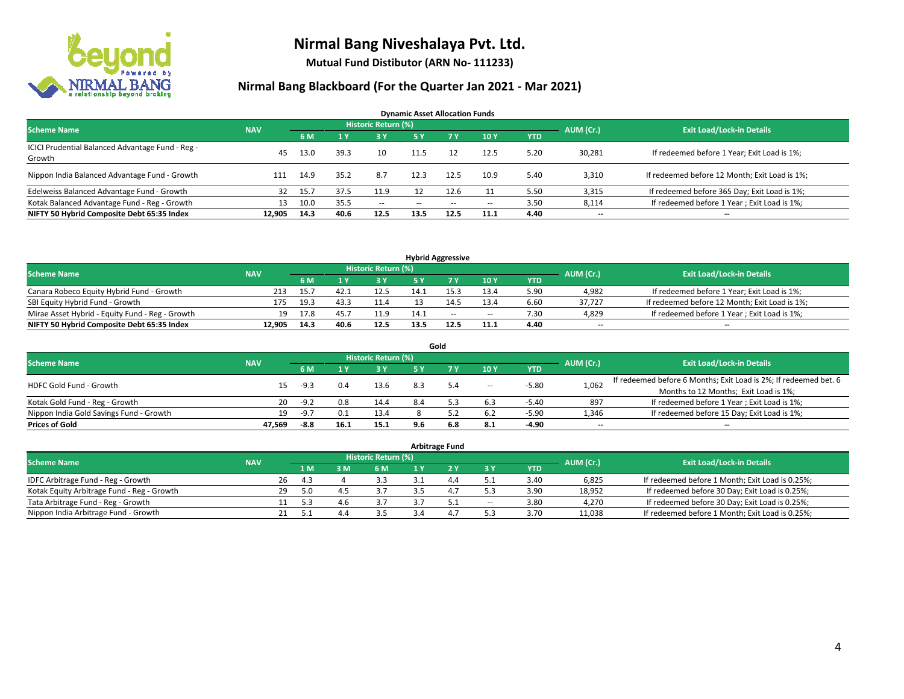# Nirmal Bang Niveshalaya Pvt. Ltd.

**Mutual Fund Distibutor (ARN No- 111233)**

## Nirmal Bang Blackboard (For the Quarter Jan 2021 - Mar 2021)

### Dynamic Asset Allocation Funds

| Scheme Name | NAV | Historic Return (%) | | | | | | | AUM (Cr.) | Exit Load/Lock-in Details |
|---|---|---|---|---|---|---|---|---|---|---|
| | | 6 M | 1 Y | 3 Y | 5 Y | 7 Y | 10 Y | YTD | | |
| ICICI Prudential Balanced Advantage Fund - Reg - Growth | 45 | 13.0 | 39.3 | 10 | 11.5 | 12 | 12.5 | 5.20 | 30,281 | If redeemed before 1 Year; Exit Load is 1%; |
| Nippon India Balanced Advantage Fund - Growth | 111 | 14.9 | 35.2 | 8.7 | 12.3 | 12.5 | 10.9 | 5.40 | 3,310 | If redeemed before 12 Month; Exit Load is 1%; |
| Edelweiss Balanced Advantage Fund - Growth | 32 | 15.7 | 37.5 | 11.9 | 12 | 12.6 | 11 | 5.50 | 3,315 | If redeemed before 365 Day; Exit Load is 1%; |
| Kotak Balanced Advantage Fund - Reg - Growth | 13 | 10.0 | 35.5 | -- | -- | -- | -- | 3.50 | 8,114 | If redeemed before 1 Year ; Exit Load is 1%; |
| **NIFTY 50 Hybrid Composite Debt 65:35 Index** | **12,905** | **14.3** | **40.6** | **12.5** | **13.5** | **12.5** | **11.1** | **4.40** | **--** | **--** |

### Hybrid Aggressive

| Scheme Name | NAV | Historic Return (%) | | | | | | | AUM (Cr.) | Exit Load/Lock-in Details |
|---|---|---|---|---|---|---|---|---|---|---|
| | | 6 M | 1 Y | 3 Y | 5 Y | 7 Y | 10 Y | YTD | | |
| Canara Robeco Equity Hybrid Fund - Growth | 213 | 15.7 | 42.1 | 12.5 | 14.1 | 15.3 | 13.4 | 5.90 | 4,982 | If redeemed before 1 Year; Exit Load is 1%; |
| SBI Equity Hybrid Fund - Growth | 175 | 19.3 | 43.3 | 11.4 | 13 | 14.5 | 13.4 | 6.60 | 37,727 | If redeemed before 12 Month; Exit Load is 1%; |
| Mirae Asset Hybrid - Equity Fund - Reg - Growth | 19 | 17.8 | 45.7 | 11.9 | 14.1 | -- | -- | 7.30 | 4,829 | If redeemed before 1 Year ; Exit Load is 1%; |
| **NIFTY 50 Hybrid Composite Debt 65:35 Index** | **12,905** | **14.3** | **40.6** | **12.5** | **13.5** | **12.5** | **11.1** | **4.40** | **--** | **--** |

### Gold

| Scheme Name | NAV | Historic Return (%) | | | | | | | AUM (Cr.) | Exit Load/Lock-in Details |
|---|---|---|---|---|---|---|---|---|---|---|
| | | 6 M | 1 Y | 3 Y | 5 Y | 7 Y | 10 Y | YTD | | |
| HDFC Gold Fund - Growth | 15 | -9.3 | 0.4 | 13.6 | 8.3 | 5.4 | -- | -5.80 | 1,062 | If redeemed before 6 Months; Exit Load is 2%; If redeemed bet. 6 Months to 12 Months; Exit Load is 1%; |
| Kotak Gold Fund - Reg - Growth | 20 | -9.2 | 0.8 | 14.4 | 8.4 | 5.3 | 6.3 | -5.40 | 897 | If redeemed before 1 Year ; Exit Load is 1%; |
| Nippon India Gold Savings Fund - Growth | 19 | -9.7 | 0.1 | 13.4 | 8 | 5.2 | 6.2 | -5.90 | 1,346 | If redeemed before 15 Day; Exit Load is 1%; |
| **Prices of Gold** | **47,569** | **-8.8** | **16.1** | **15.1** | **9.6** | **6.8** | **8.1** | **-4.90** | **--** | **--** |

### Arbitrage Fund

| Scheme Name | NAV | Historic Return (%) | | | | | | | AUM (Cr.) | Exit Load/Lock-in Details |
|---|---|---|---|---|---|---|---|---|---|---|
| | | 1 M | 3 M | 6 M | 1 Y | 2 Y | 3 Y | YTD | | |
| IDFC Arbitrage Fund - Reg - Growth | 26 | 4.3 | 4 | 3.3 | 3.1 | 4.4 | 5.1 | 3.40 | 6,825 | If redeemed before 1 Month; Exit Load is 0.25%; |
| Kotak Equity Arbitrage Fund - Reg - Growth | 29 | 5.0 | 4.5 | 3.7 | 3.5 | 4.7 | 5.3 | 3.90 | 18,952 | If redeemed before 30 Day; Exit Load is 0.25%; |
| Tata Arbitrage Fund - Reg - Growth | 11 | 5.3 | 4.6 | 3.7 | 3.7 | 5.1 | -- | 3.80 | 4,270 | If redeemed before 30 Day; Exit Load is 0.25%; |
| Nippon India Arbitrage Fund - Growth | 21 | 5.1 | 4.4 | 3.5 | 3.4 | 4.7 | 5.3 | 3.70 | 11,038 | If redeemed before 1 Month; Exit Load is 0.25%; |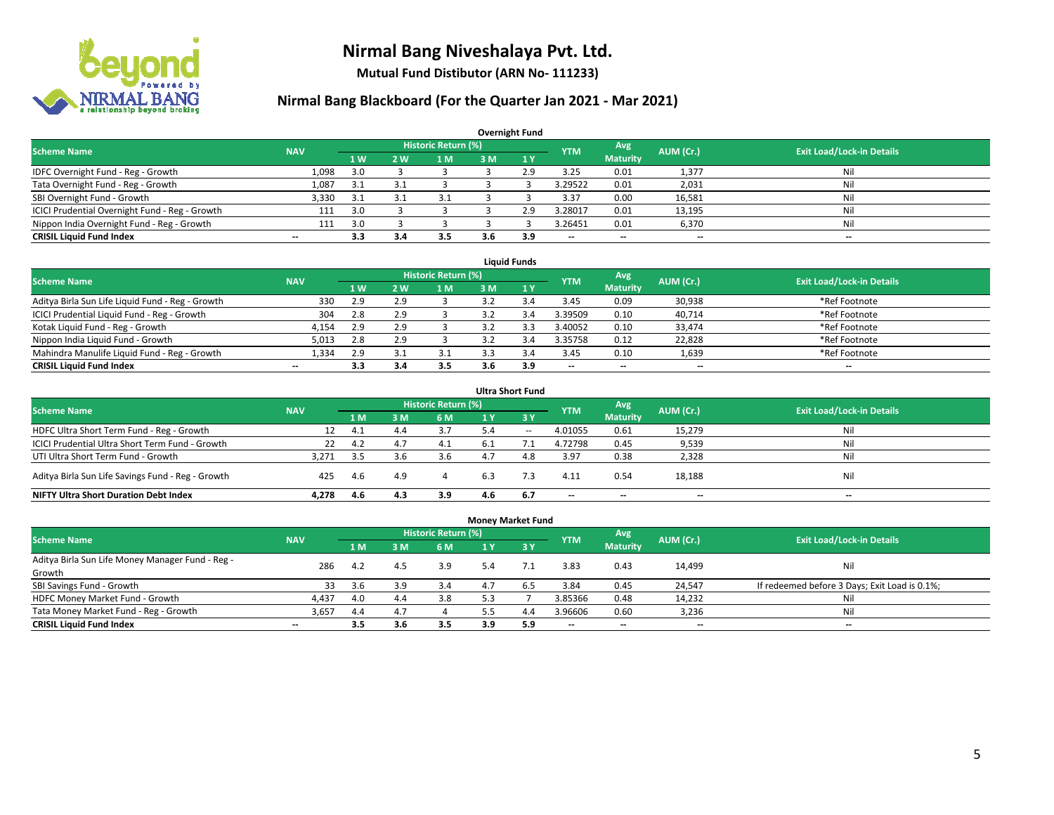# Nirmal Bang Niveshalaya Pvt. Ltd.

**Mutual Fund Distibutor (ARN No- 111233)**

## Nirmal Bang Blackboard (For the Quarter Jan 2021 - Mar 2021)

### Overnight Fund

| Scheme Name | NAV | Historic Return (%) | | | | | YTM | Avg Maturity | AUM (Cr.) | Exit Load/Lock-in Details |
|---|---|---|---|---|---|---|---|---|---|---|
| | | 1 W | 2 W | 1 M | 3 M | 1 Y | | | | |
| IDFC Overnight Fund - Reg - Growth | 1,098 | 3.0 | 3 | 3 | 3 | 2.9 | 3.25 | 0.01 | 1,377 | Nil |
| Tata Overnight Fund - Reg - Growth | 1,087 | 3.1 | 3.1 | 3 | 3 | 3 | 3.29522 | 0.01 | 2,031 | Nil |
| SBI Overnight Fund - Growth | 3,330 | 3.1 | 3.1 | 3.1 | 3 | 3 | 3.37 | 0.00 | 16,581 | Nil |
| ICICI Prudential Overnight Fund - Reg - Growth | 111 | 3.0 | 3 | 3 | 3 | 2.9 | 3.28017 | 0.01 | 13,195 | Nil |
| Nippon India Overnight Fund - Reg - Growth | 111 | 3.0 | 3 | 3 | 3 | 3 | 3.26451 | 0.01 | 6,370 | Nil |
| **CRISIL Liquid Fund Index** | **--** | **3.3** | **3.4** | **3.5** | **3.6** | **3.9** | **--** | **--** | **--** | **--** |

### Liquid Funds

| Scheme Name | NAV | Historic Return (%) | | | | | YTM | Avg Maturity | AUM (Cr.) | Exit Load/Lock-in Details |
|---|---|---|---|---|---|---|---|---|---|---|
| | | 1 W | 2 W | 1 M | 3 M | 1 Y | | | | |
| Aditya Birla Sun Life Liquid Fund - Reg - Growth | 330 | 2.9 | 2.9 | 3 | 3.2 | 3.4 | 3.45 | 0.09 | 30,938 | *Ref Footnote |
| ICICI Prudential Liquid Fund - Reg - Growth | 304 | 2.8 | 2.9 | 3 | 3.2 | 3.4 | 3.39509 | 0.10 | 40,714 | *Ref Footnote |
| Kotak Liquid Fund - Reg - Growth | 4,154 | 2.9 | 2.9 | 3 | 3.2 | 3.3 | 3.40052 | 0.10 | 33,474 | *Ref Footnote |
| Nippon India Liquid Fund - Growth | 5,013 | 2.8 | 2.9 | 3 | 3.2 | 3.4 | 3.35758 | 0.12 | 22,828 | *Ref Footnote |
| Mahindra Manulife Liquid Fund - Reg - Growth | 1,334 | 2.9 | 3.1 | 3.1 | 3.3 | 3.4 | 3.45 | 0.10 | 1,639 | *Ref Footnote |
| **CRISIL Liquid Fund Index** | **--** | **3.3** | **3.4** | **3.5** | **3.6** | **3.9** | **--** | **--** | **--** | **--** |

### Ultra Short Fund

| Scheme Name | NAV | Historic Return (%) | | | | | YTM | Avg Maturity | AUM (Cr.) | Exit Load/Lock-in Details |
|---|---|---|---|---|---|---|---|---|---|---|
| | | 1 M | 3 M | 6 M | 1 Y | 3 Y | | | | |
| HDFC Ultra Short Term Fund - Reg - Growth | 12 | 4.1 | 4.4 | 3.7 | 5.4 | -- | 4.01055 | 0.61 | 15,279 | Nil |
| ICICI Prudential Ultra Short Term Fund - Growth | 22 | 4.2 | 4.7 | 4.1 | 6.1 | 7.1 | 4.72798 | 0.45 | 9,539 | Nil |
| UTI Ultra Short Term Fund - Growth | 3,271 | 3.5 | 3.6 | 3.6 | 4.7 | 4.8 | 3.97 | 0.38 | 2,328 | Nil |
| Aditya Birla Sun Life Savings Fund - Reg - Growth | 425 | 4.6 | 4.9 | 4 | 6.3 | 7.3 | 4.11 | 0.54 | 18,188 | Nil |
| **NIFTY Ultra Short Duration Debt Index** | **4,278** | **4.6** | **4.3** | **3.9** | **4.6** | **6.7** | **--** | **--** | **--** | **--** |

### Money Market Fund

| Scheme Name | NAV | Historic Return (%) | | | | | YTM | Avg Maturity | AUM (Cr.) | Exit Load/Lock-in Details |
|---|---|---|---|---|---|---|---|---|---|---|
| | | 1 M | 3 M | 6 M | 1 Y | 3 Y | | | | |
| Aditya Birla Sun Life Money Manager Fund - Reg - Growth | 286 | 4.2 | 4.5 | 3.9 | 5.4 | 7.1 | 3.83 | 0.43 | 14,499 | Nil |
| SBI Savings Fund - Growth | 33 | 3.6 | 3.9 | 3.4 | 4.7 | 6.5 | 3.84 | 0.45 | 24,547 | If redeemed before 3 Days; Exit Load is 0.1%; |
| HDFC Money Market Fund - Growth | 4,437 | 4.0 | 4.4 | 3.8 | 5.3 | 7 | 3.85366 | 0.48 | 14,232 | Nil |
| Tata Money Market Fund - Reg - Growth | 3,657 | 4.4 | 4.7 | 4 | 5.5 | 4.4 | 3.96606 | 0.60 | 3,236 | Nil |
| **CRISIL Liquid Fund Index** | **--** | **3.5** | **3.6** | **3.5** | **3.9** | **5.9** | **--** | **--** | **--** | **--** |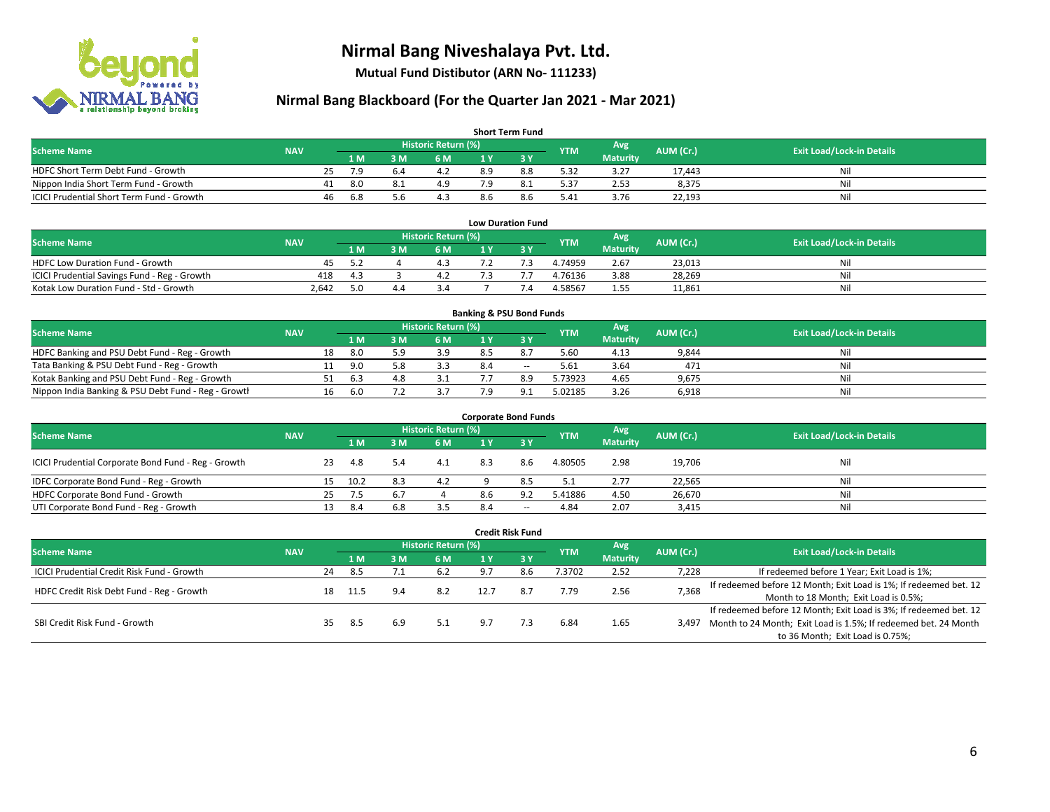# Nirmal Bang Niveshalaya Pvt. Ltd.

**Mutual Fund Distibutor (ARN No- 111233)**

## Nirmal Bang Blackboard (For the Quarter Jan 2021 - Mar 2021)

### Short Term Fund

| Scheme Name | NAV | Historic Return (%) | | | | | YTM | Avg Maturity | AUM (Cr.) | Exit Load/Lock-in Details |
|---|---|---|---|---|---|---|---|---|---|---|
| | | 1 M | 3 M | 6 M | 1 Y | 3 Y | | | | |
| HDFC Short Term Debt Fund - Growth | 25 | 7.9 | 6.4 | 4.2 | 8.9 | 8.8 | 5.32 | 3.27 | 17,443 | Nil |
| Nippon India Short Term Fund - Growth | 41 | 8.0 | 8.1 | 4.9 | 7.9 | 8.1 | 5.37 | 2.53 | 8,375 | Nil |
| ICICI Prudential Short Term Fund - Growth | 46 | 6.8 | 5.6 | 4.3 | 8.6 | 8.6 | 5.41 | 3.76 | 22,193 | Nil |

### Low Duration Fund

| Scheme Name | NAV | Historic Return (%) | | | | | YTM | Avg Maturity | AUM (Cr.) | Exit Load/Lock-in Details |
|---|---|---|---|---|---|---|---|---|---|---|
| | | 1 M | 3 M | 6 M | 1 Y | 3 Y | | | | |
| HDFC Low Duration Fund - Growth | 45 | 5.2 | 4 | 4.3 | 7.2 | 7.3 | 4.74959 | 2.67 | 23,013 | Nil |
| ICICI Prudential Savings Fund - Reg - Growth | 418 | 4.3 | 3 | 4.2 | 7.3 | 7.7 | 4.76136 | 3.88 | 28,269 | Nil |
| Kotak Low Duration Fund - Std - Growth | 2,642 | 5.0 | 4.4 | 3.4 | 7 | 7.4 | 4.58567 | 1.55 | 11,861 | Nil |

### Banking & PSU Bond Funds

| Scheme Name | NAV | Historic Return (%) | | | | | YTM | Avg Maturity | AUM (Cr.) | Exit Load/Lock-in Details |
|---|---|---|---|---|---|---|---|---|---|---|
| | | 1 M | 3 M | 6 M | 1 Y | 3 Y | | | | |
| HDFC Banking and PSU Debt Fund - Reg - Growth | 18 | 8.0 | 5.9 | 3.9 | 8.5 | 8.7 | 5.60 | 4.13 | 9,844 | Nil |
| Tata Banking & PSU Debt Fund - Reg - Growth | 11 | 9.0 | 5.8 | 3.3 | 8.4 | -- | 5.61 | 3.64 | 471 | Nil |
| Kotak Banking and PSU Debt Fund - Reg - Growth | 51 | 6.3 | 4.8 | 3.1 | 7.7 | 8.9 | 5.73923 | 4.65 | 9,675 | Nil |
| Nippon India Banking & PSU Debt Fund - Reg - Growth | 16 | 6.0 | 7.2 | 3.7 | 7.9 | 9.1 | 5.02185 | 3.26 | 6,918 | Nil |

### Corporate Bond Funds

| Scheme Name | NAV | Historic Return (%) | | | | | YTM | Avg Maturity | AUM (Cr.) | Exit Load/Lock-in Details |
|---|---|---|---|---|---|---|---|---|---|---|
| | | 1 M | 3 M | 6 M | 1 Y | 3 Y | | | | |
| ICICI Prudential Corporate Bond Fund - Reg - Growth | 23 | 4.8 | 5.4 | 4.1 | 8.3 | 8.6 | 4.80505 | 2.98 | 19,706 | Nil |
| IDFC Corporate Bond Fund - Reg - Growth | 15 | 10.2 | 8.3 | 4.2 | 9 | 8.5 | 5.1 | 2.77 | 22,565 | Nil |
| HDFC Corporate Bond Fund - Growth | 25 | 7.5 | 6.7 | 4 | 8.6 | 9.2 | 5.41886 | 4.50 | 26,670 | Nil |
| UTI Corporate Bond Fund - Reg - Growth | 13 | 8.4 | 6.8 | 3.5 | 8.4 | -- | 4.84 | 2.07 | 3,415 | Nil |

### Credit Risk Fund

| Scheme Name | NAV | Historic Return (%) | | | | | YTM | Avg Maturity | AUM (Cr.) | Exit Load/Lock-in Details |
|---|---|---|---|---|---|---|---|---|---|---|
| | | 1 M | 3 M | 6 M | 1 Y | 3 Y | | | | |
| ICICI Prudential Credit Risk Fund - Growth | 24 | 8.5 | 7.1 | 6.2 | 9.7 | 8.6 | 7.3702 | 2.52 | 7,228 | If redeemed before 1 Year; Exit Load is 1%; |
| HDFC Credit Risk Debt Fund - Reg - Growth | 18 | 11.5 | 9.4 | 8.2 | 12.7 | 8.7 | 7.79 | 2.56 | 7,368 | If redeemed before 12 Month; Exit Load is 1%; If redeemed bet. 12 Month to 18 Month; Exit Load is 0.5%; |
| SBI Credit Risk Fund - Growth | 35 | 8.5 | 6.9 | 5.1 | 9.7 | 7.3 | 6.84 | 1.65 | 3,497 | If redeemed before 12 Month; Exit Load is 3%; If redeemed bet. 12 Month to 24 Month; Exit Load is 1.5%; If redeemed bet. 24 Month to 36 Month; Exit Load is 0.75%; |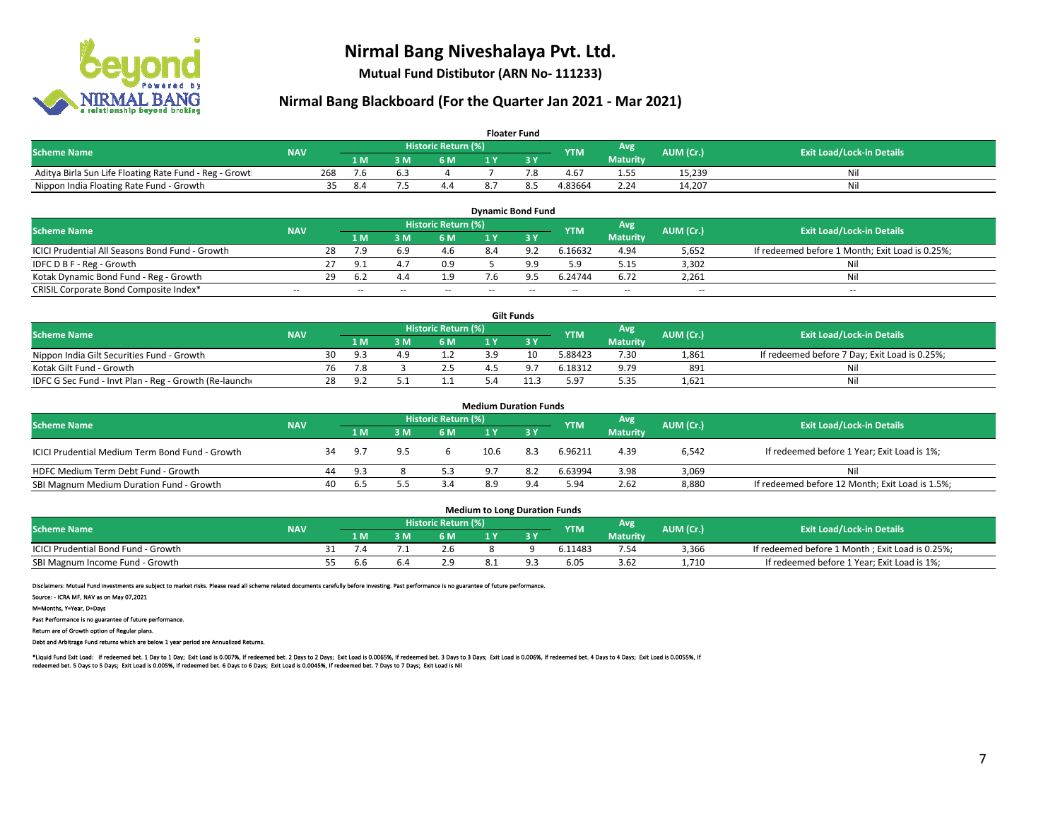# Nirmal Bang Niveshalaya Pvt. Ltd.

**Mutual Fund Distibutor (ARN No- 111233)**

## Nirmal Bang Blackboard (For the Quarter Jan 2021 - Mar 2021)

### Floater Fund

| Scheme Name | NAV | Historic Return (%) | | | | | YTM | Avg Maturity | AUM (Cr.) | Exit Load/Lock-in Details |
|---|---|---|---|---|---|---|---|---|---|---|
| | | 1 M | 3 M | 6 M | 1 Y | 3 Y | | | | |
| Aditya Birla Sun Life Floating Rate Fund - Reg - Growt | 268 | 7.6 | 6.3 | 4 | 7 | 7.8 | 4.67 | 1.55 | 15,239 | Nil |
| Nippon India Floating Rate Fund - Growth | 35 | 8.4 | 7.5 | 4.4 | 8.7 | 8.5 | 4.83664 | 2.24 | 14,207 | Nil |

### Dynamic Bond Fund

| Scheme Name | NAV | Historic Return (%) | | | | | YTM | Avg Maturity | AUM (Cr.) | Exit Load/Lock-in Details |
|---|---|---|---|---|---|---|---|---|---|---|
| | | 1 M | 3 M | 6 M | 1 Y | 3 Y | | | | |
| ICICI Prudential All Seasons Bond Fund - Growth | 28 | 7.9 | 6.9 | 4.6 | 8.4 | 9.2 | 6.16632 | 4.94 | 5,652 | If redeemed before 1 Month; Exit Load is 0.25%; |
| IDFC D B F - Reg - Growth | 27 | 9.1 | 4.7 | 0.9 | 5 | 9.9 | 5.9 | 5.15 | 3,302 | Nil |
| Kotak Dynamic Bond Fund - Reg - Growth | 29 | 6.2 | 4.4 | 1.9 | 7.6 | 9.5 | 6.24744 | 6.72 | 2,261 | Nil |
| CRISIL Corporate Bond Composite Index* | -- | -- | -- | -- | -- | -- | -- | -- | -- | -- |

### Gilt Funds

| Scheme Name | NAV | Historic Return (%) | | | | | YTM | Avg Maturity | AUM (Cr.) | Exit Load/Lock-in Details |
|---|---|---|---|---|---|---|---|---|---|---|
| | | 1 M | 3 M | 6 M | 1 Y | 3 Y | | | | |
| Nippon India Gilt Securities Fund - Growth | 30 | 9.3 | 4.9 | 1.2 | 3.9 | 10 | 5.88423 | 7.30 | 1,861 | If redeemed before 7 Day; Exit Load is 0.25%; |
| Kotak Gilt Fund - Growth | 76 | 7.8 | 3 | 2.5 | 4.5 | 9.7 | 6.18312 | 9.79 | 891 | Nil |
| IDFC G Sec Fund - Invt Plan - Reg - Growth (Re-launch | 28 | 9.2 | 5.1 | 1.1 | 5.4 | 11.3 | 5.97 | 5.35 | 1,621 | Nil |

### Medium Duration Funds

| Scheme Name | NAV | Historic Return (%) | | | | | YTM | Avg Maturity | AUM (Cr.) | Exit Load/Lock-in Details |
|---|---|---|---|---|---|---|---|---|---|---|
| | | 1 M | 3 M | 6 M | 1 Y | 3 Y | | | | |
| ICICI Prudential Medium Term Bond Fund - Growth | 34 | 9.7 | 9.5 | 6 | 10.6 | 8.3 | 6.96211 | 4.39 | 6,542 | If redeemed before 1 Year; Exit Load is 1%; |
| HDFC Medium Term Debt Fund - Growth | 44 | 9.3 | 8 | 5.3 | 9.7 | 8.2 | 6.63994 | 3.98 | 3,069 | Nil |
| SBI Magnum Medium Duration Fund - Growth | 40 | 6.5 | 5.5 | 3.4 | 8.9 | 9.4 | 5.94 | 2.62 | 8,880 | If redeemed before 12 Month; Exit Load is 1.5%; |

### Medium to Long Duration Funds

| Scheme Name | NAV | Historic Return (%) | | | | | YTM | Avg Maturity | AUM (Cr.) | Exit Load/Lock-in Details |
|---|---|---|---|---|---|---|---|---|---|---|
| | | 1 M | 3 M | 6 M | 1 Y | 3 Y | | | | |
| ICICI Prudential Bond Fund - Growth | 31 | 7.4 | 7.1 | 2.6 | 8 | 9 | 6.11483 | 7.54 | 3,366 | If redeemed before 1 Month ; Exit Load is 0.25%; |
| SBI Magnum Income Fund - Growth | 55 | 6.6 | 6.4 | 2.9 | 8.1 | 9.3 | 6.05 | 3.62 | 1,710 | If redeemed before 1 Year; Exit Load is 1%; |

Disclaimers: Mutual Fund investments are subject to market risks. Please read all scheme related documents carefully before investing. Past performance is no guarantee of future performance.

Source: - ICRA MF, NAV as on May 07,2021

M=Months, Y=Year, D=Days

Past Performance is no guarantee of future performance.

Return are of Growth option of Regular plans.

Debt and Arbitrage Fund returns which are below 1 year period are Annualized Returns.

*Liquid Fund Exit Load: If redeemed bet. 1 Day to 1 Day; Exit Load is 0.007%, If redeemed bet. 2 Days to 2 Days; Exit Load is 0.0065%, If redeemed bet. 3 Days to 3 Days; Exit Load is 0.006%, If redeemed bet. 4 Days to 4 Days; Exit Load is 0.0055%, If redeemed bet. 5 Days to 5 Days; Exit Load is 0.005%, If redeemed bet. 6 Days to 6 Days; Exit Load is 0.0045%, If redeemed bet. 7 Days to 7 Days; Exit Load is Nil